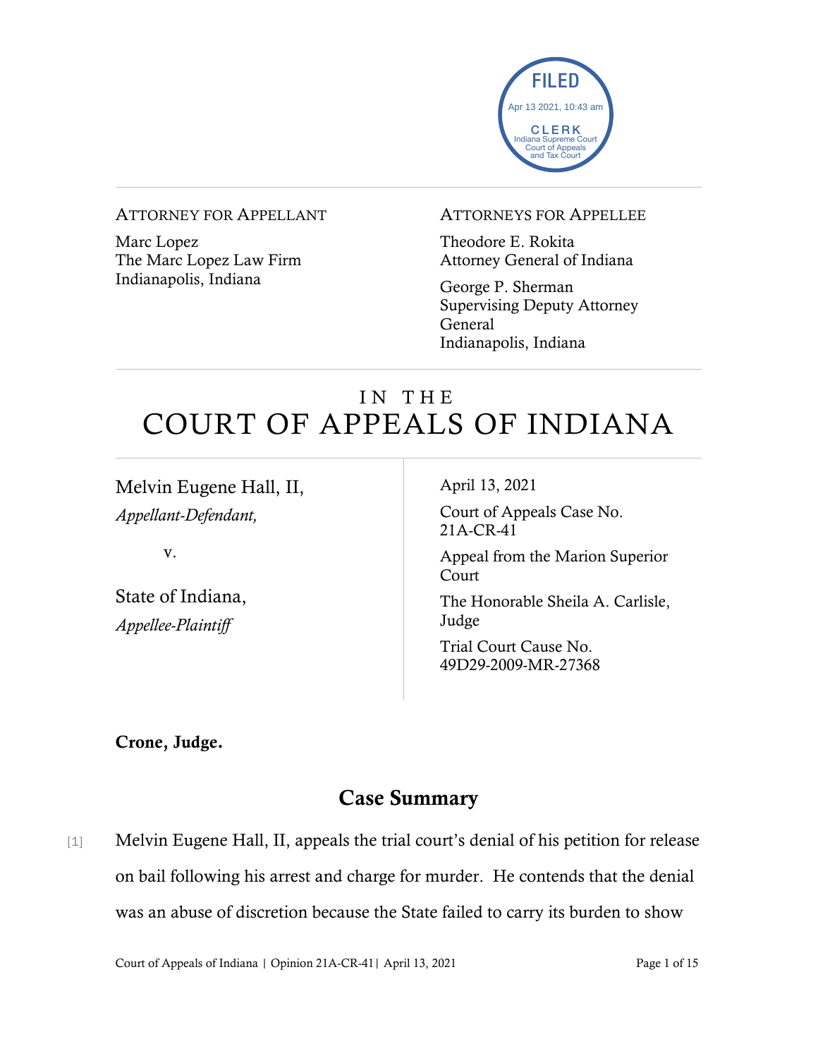FILED
Apr 13 2021, 10:43 am
CLERK
Indiana Supreme Court
Court of Appeals
and Tax Court

ATTORNEY FOR APPELLANT

Marc Lopez
The Marc Lopez Law Firm
Indianapolis, Indiana

ATTORNEYS FOR APPELLEE

Theodore E. Rokita
Attorney General of Indiana

George P. Sherman
Supervising Deputy Attorney General
Indianapolis, Indiana

# IN THE COURT OF APPEALS OF INDIANA

Melvin Eugene Hall, II,
*Appellant-Defendant,*

v.

State of Indiana,
*Appellee-Plaintiff*

April 13, 2021

Court of Appeals Case No. 21A-CR-41

Appeal from the Marion Superior Court

The Honorable Sheila A. Carlisle, Judge

Trial Court Cause No. 49D29-2009-MR-27368

**Crone, Judge.**

## Case Summary

[1] Melvin Eugene Hall, II, appeals the trial court's denial of his petition for release on bail following his arrest and charge for murder. He contends that the denial was an abuse of discretion because the State failed to carry its burden to show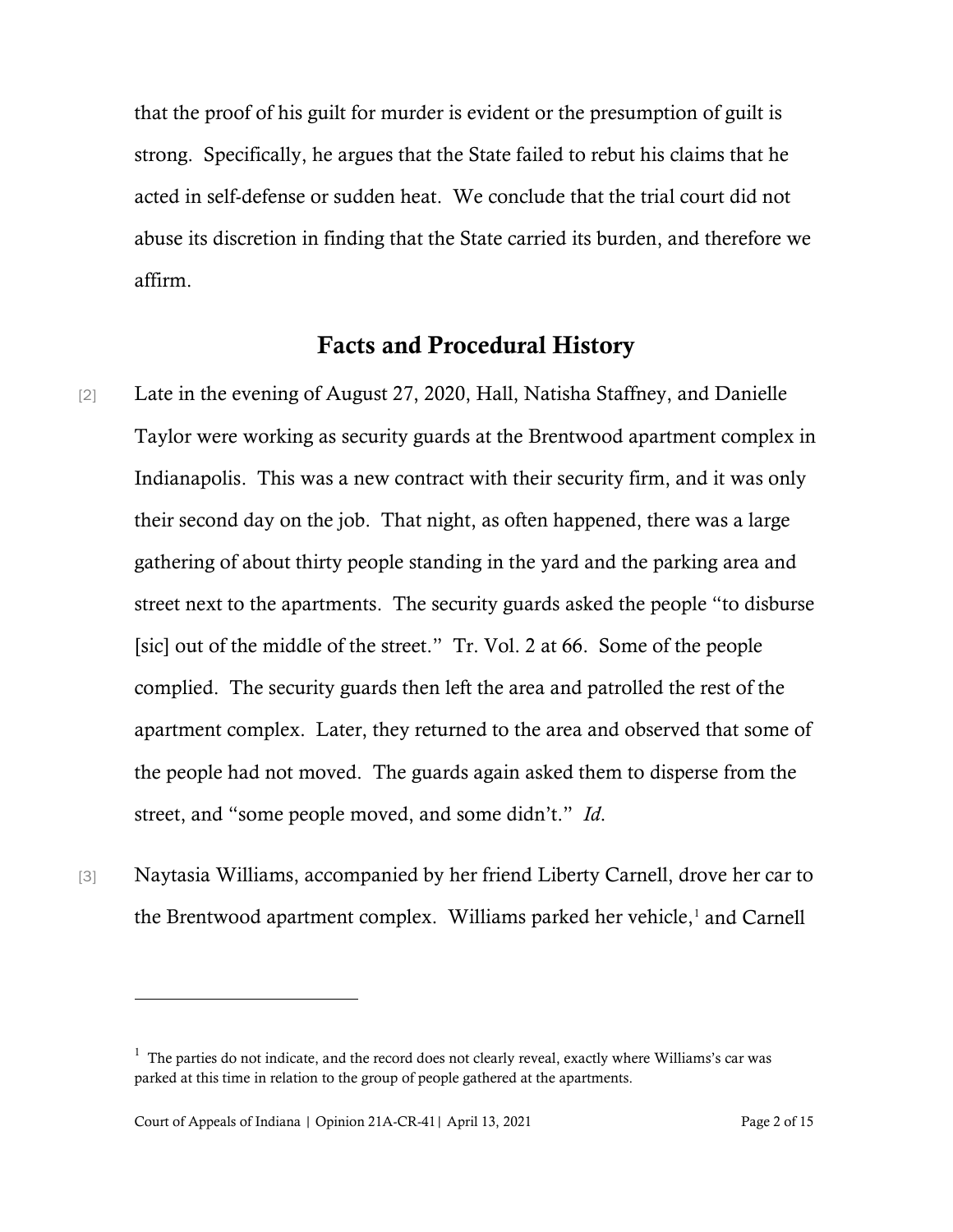that the proof of his guilt for murder is evident or the presumption of guilt is strong. Specifically, he argues that the State failed to rebut his claims that he acted in self-defense or sudden heat. We conclude that the trial court did not abuse its discretion in finding that the State carried its burden, and therefore we affirm.

## Facts and Procedural History

[2] Late in the evening of August 27, 2020, Hall, Natisha Staffney, and Danielle Taylor were working as security guards at the Brentwood apartment complex in Indianapolis. This was a new contract with their security firm, and it was only their second day on the job. That night, as often happened, there was a large gathering of about thirty people standing in the yard and the parking area and street next to the apartments. The security guards asked the people "to disburse [sic] out of the middle of the street." Tr. Vol. 2 at 66. Some of the people complied. The security guards then left the area and patrolled the rest of the apartment complex. Later, they returned to the area and observed that some of the people had not moved. The guards again asked them to disperse from the street, and "some people moved, and some didn't." *Id*.

[3] Naytasia Williams, accompanied by her friend Liberty Carnell, drove her car to the Brentwood apartment complex. Williams parked her vehicle,[1] and Carnell

---

[1] The parties do not indicate, and the record does not clearly reveal, exactly where Williams's car was parked at this time in relation to the group of people gathered at the apartments.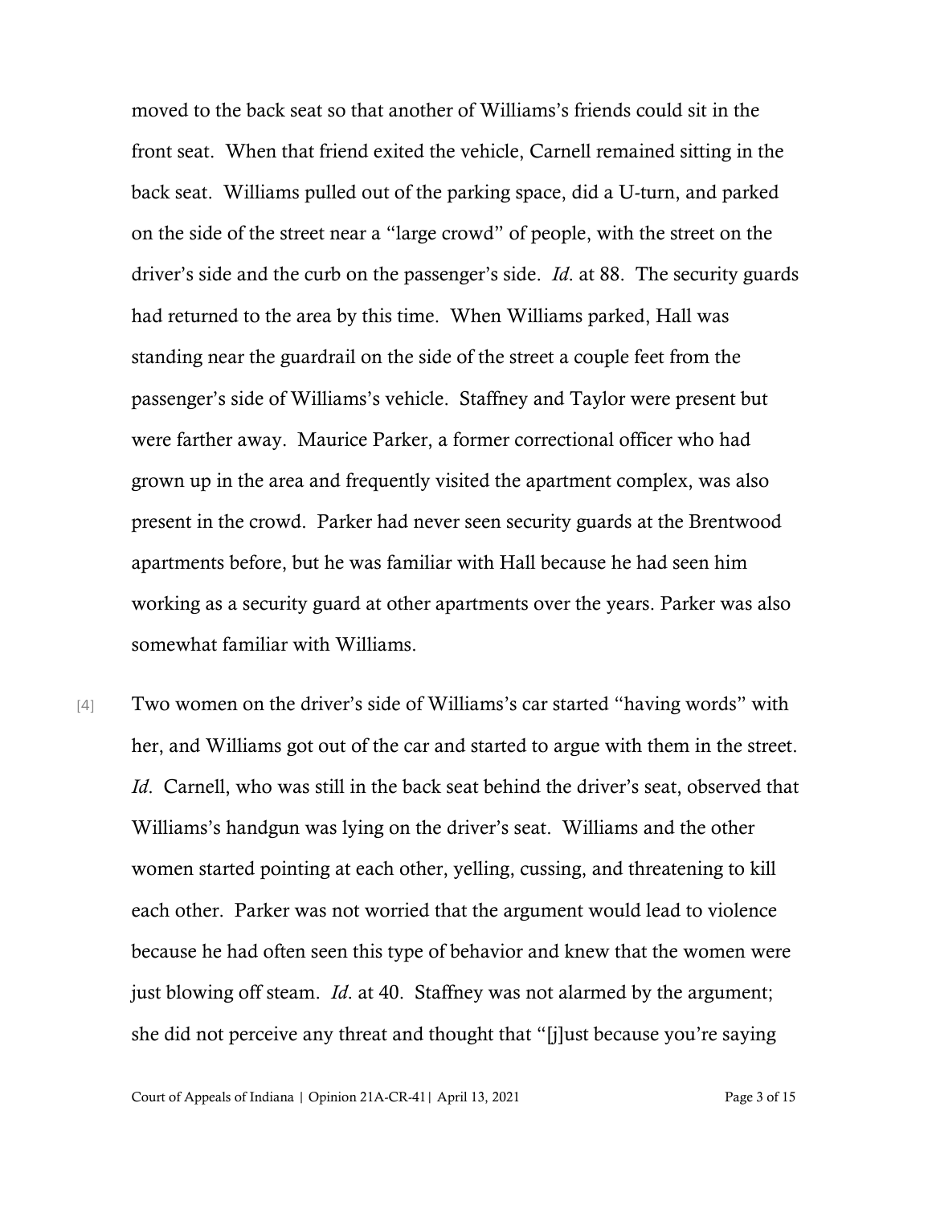moved to the back seat so that another of Williams's friends could sit in the front seat. When that friend exited the vehicle, Carnell remained sitting in the back seat. Williams pulled out of the parking space, did a U-turn, and parked on the side of the street near a "large crowd" of people, with the street on the driver's side and the curb on the passenger's side. *Id*. at 88. The security guards had returned to the area by this time. When Williams parked, Hall was standing near the guardrail on the side of the street a couple feet from the passenger's side of Williams's vehicle. Staffney and Taylor were present but were farther away. Maurice Parker, a former correctional officer who had grown up in the area and frequently visited the apartment complex, was also present in the crowd. Parker had never seen security guards at the Brentwood apartments before, but he was familiar with Hall because he had seen him working as a security guard at other apartments over the years. Parker was also somewhat familiar with Williams.

[4] Two women on the driver's side of Williams's car started "having words" with her, and Williams got out of the car and started to argue with them in the street. *Id*. Carnell, who was still in the back seat behind the driver's seat, observed that Williams's handgun was lying on the driver's seat. Williams and the other women started pointing at each other, yelling, cussing, and threatening to kill each other. Parker was not worried that the argument would lead to violence because he had often seen this type of behavior and knew that the women were just blowing off steam. *Id*. at 40. Staffney was not alarmed by the argument; she did not perceive any threat and thought that "[j]ust because you're saying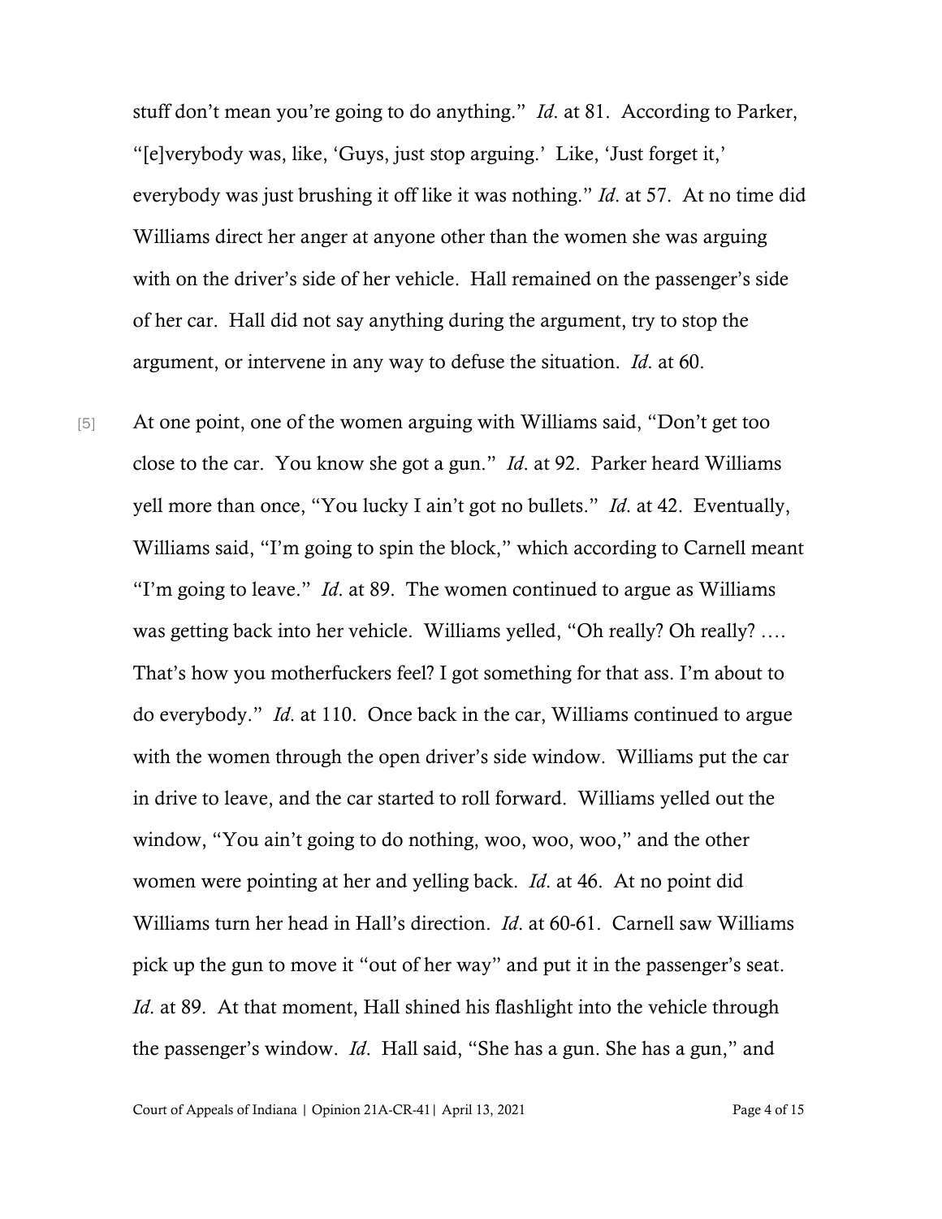stuff don't mean you're going to do anything." *Id*. at 81. According to Parker, "[e]verybody was, like, 'Guys, just stop arguing.' Like, 'Just forget it,' everybody was just brushing it off like it was nothing." *Id*. at 57. At no time did Williams direct her anger at anyone other than the women she was arguing with on the driver's side of her vehicle. Hall remained on the passenger's side of her car. Hall did not say anything during the argument, try to stop the argument, or intervene in any way to defuse the situation. *Id*. at 60.

[5] At one point, one of the women arguing with Williams said, "Don't get too close to the car. You know she got a gun." *Id*. at 92. Parker heard Williams yell more than once, "You lucky I ain't got no bullets." *Id*. at 42. Eventually, Williams said, "I'm going to spin the block," which according to Carnell meant "I'm going to leave." *Id*. at 89. The women continued to argue as Williams was getting back into her vehicle. Williams yelled, "Oh really? Oh really? …. That's how you motherfuckers feel? I got something for that ass. I'm about to do everybody." *Id*. at 110. Once back in the car, Williams continued to argue with the women through the open driver's side window. Williams put the car in drive to leave, and the car started to roll forward. Williams yelled out the window, "You ain't going to do nothing, woo, woo, woo," and the other women were pointing at her and yelling back. *Id*. at 46. At no point did Williams turn her head in Hall's direction. *Id*. at 60-61. Carnell saw Williams pick up the gun to move it "out of her way" and put it in the passenger's seat. *Id*. at 89. At that moment, Hall shined his flashlight into the vehicle through the passenger's window. *Id*. Hall said, "She has a gun. She has a gun," and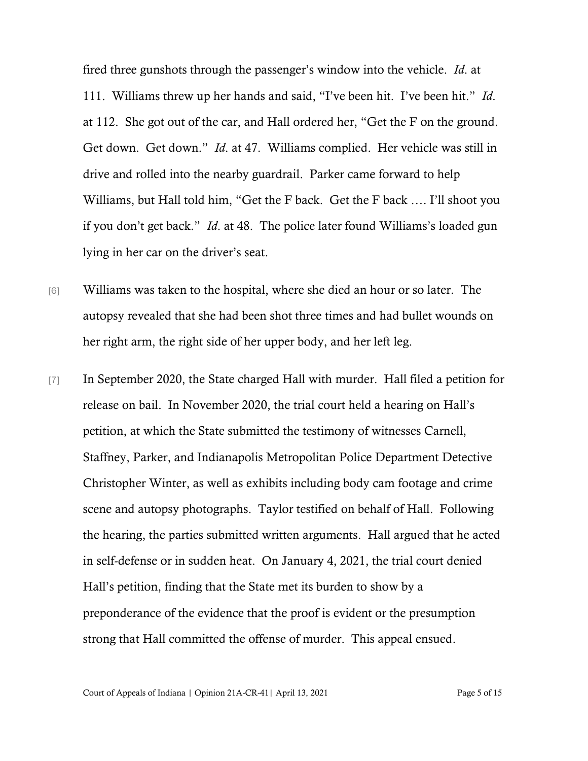fired three gunshots through the passenger's window into the vehicle. *Id*. at 111. Williams threw up her hands and said, "I've been hit. I've been hit." *Id*. at 112. She got out of the car, and Hall ordered her, "Get the F on the ground. Get down. Get down." *Id*. at 47. Williams complied. Her vehicle was still in drive and rolled into the nearby guardrail. Parker came forward to help Williams, but Hall told him, "Get the F back. Get the F back …. I'll shoot you if you don't get back." *Id*. at 48. The police later found Williams's loaded gun lying in her car on the driver's seat.

[6] Williams was taken to the hospital, where she died an hour or so later. The autopsy revealed that she had been shot three times and had bullet wounds on her right arm, the right side of her upper body, and her left leg.

[7] In September 2020, the State charged Hall with murder. Hall filed a petition for release on bail. In November 2020, the trial court held a hearing on Hall's petition, at which the State submitted the testimony of witnesses Carnell, Staffney, Parker, and Indianapolis Metropolitan Police Department Detective Christopher Winter, as well as exhibits including body cam footage and crime scene and autopsy photographs. Taylor testified on behalf of Hall. Following the hearing, the parties submitted written arguments. Hall argued that he acted in self-defense or in sudden heat. On January 4, 2021, the trial court denied Hall's petition, finding that the State met its burden to show by a preponderance of the evidence that the proof is evident or the presumption strong that Hall committed the offense of murder. This appeal ensued.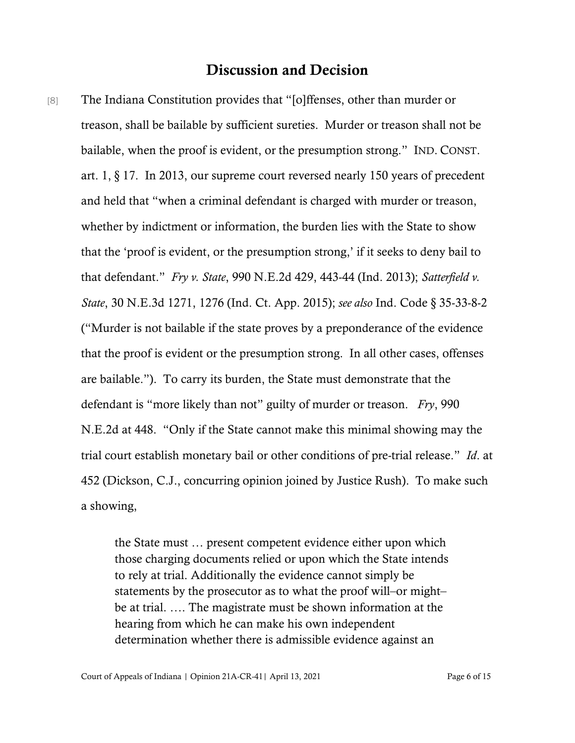## Discussion and Decision

[8] The Indiana Constitution provides that "[o]ffenses, other than murder or treason, shall be bailable by sufficient sureties. Murder or treason shall not be bailable, when the proof is evident, or the presumption strong." IND. CONST. art. 1, § 17. In 2013, our supreme court reversed nearly 150 years of precedent and held that "when a criminal defendant is charged with murder or treason, whether by indictment or information, the burden lies with the State to show that the 'proof is evident, or the presumption strong,' if it seeks to deny bail to that defendant." *Fry v. State*, 990 N.E.2d 429, 443-44 (Ind. 2013); *Satterfield v. State*, 30 N.E.3d 1271, 1276 (Ind. Ct. App. 2015); *see also* Ind. Code § 35-33-8-2 ("Murder is not bailable if the state proves by a preponderance of the evidence that the proof is evident or the presumption strong. In all other cases, offenses are bailable."). To carry its burden, the State must demonstrate that the defendant is "more likely than not" guilty of murder or treason. *Fry*, 990 N.E.2d at 448. "Only if the State cannot make this minimal showing may the trial court establish monetary bail or other conditions of pre-trial release." *Id*. at 452 (Dickson, C.J., concurring opinion joined by Justice Rush). To make such a showing,

> the State must … present competent evidence either upon which those charging documents relied or upon which the State intends to rely at trial. Additionally the evidence cannot simply be statements by the prosecutor as to what the proof will–or might–be at trial. …. The magistrate must be shown information at the hearing from which he can make his own independent determination whether there is admissible evidence against an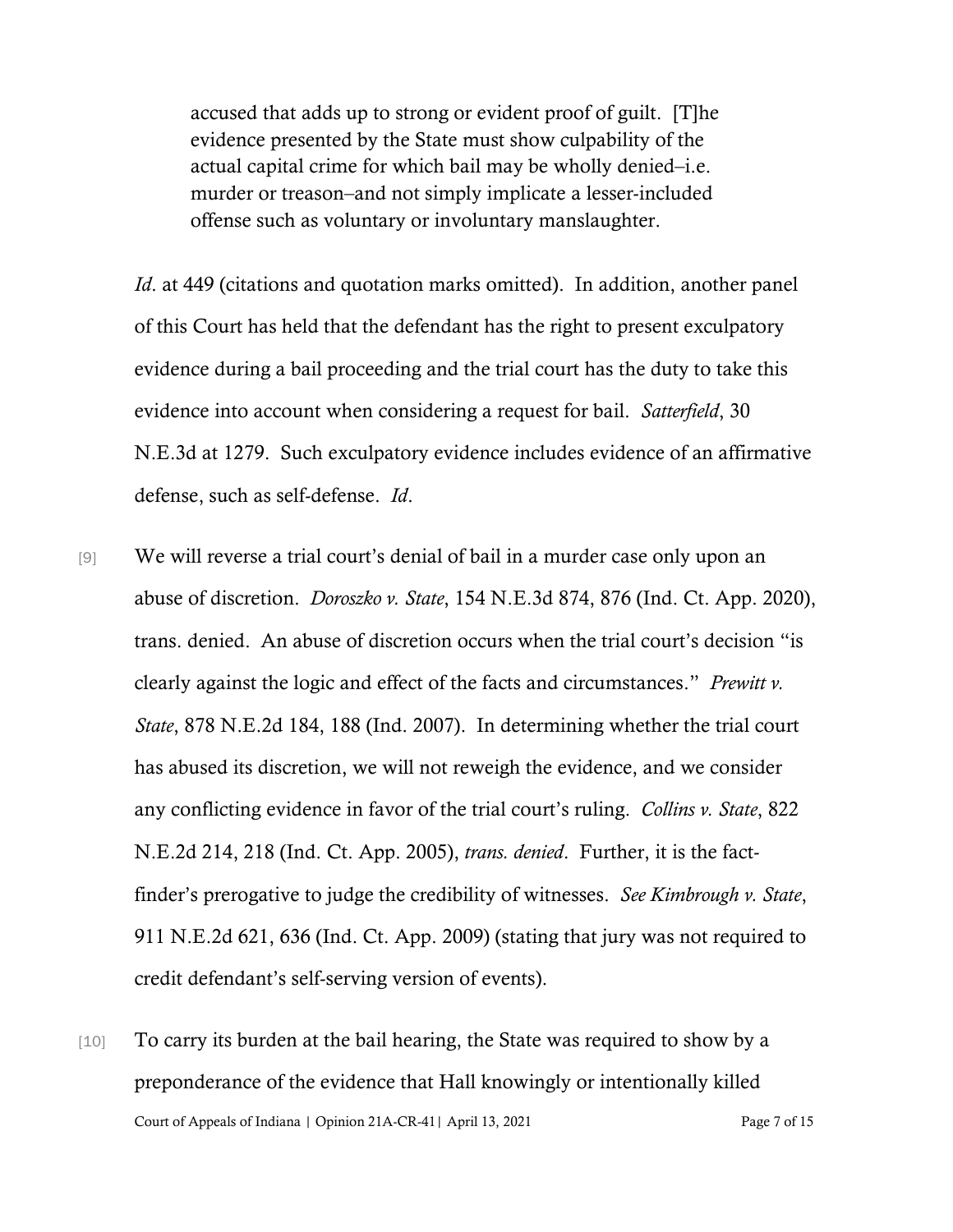> accused that adds up to strong or evident proof of guilt. [T]he evidence presented by the State must show culpability of the actual capital crime for which bail may be wholly denied–i.e. murder or treason–and not simply implicate a lesser-included offense such as voluntary or involuntary manslaughter.

*Id*. at 449 (citations and quotation marks omitted). In addition, another panel of this Court has held that the defendant has the right to present exculpatory evidence during a bail proceeding and the trial court has the duty to take this evidence into account when considering a request for bail. *Satterfield*, 30 N.E.3d at 1279. Such exculpatory evidence includes evidence of an affirmative defense, such as self-defense. *Id*.

[9] We will reverse a trial court's denial of bail in a murder case only upon an abuse of discretion. *Doroszko v. State*, 154 N.E.3d 874, 876 (Ind. Ct. App. 2020), trans. denied. An abuse of discretion occurs when the trial court's decision "is clearly against the logic and effect of the facts and circumstances." *Prewitt v. State*, 878 N.E.2d 184, 188 (Ind. 2007). In determining whether the trial court has abused its discretion, we will not reweigh the evidence, and we consider any conflicting evidence in favor of the trial court's ruling. *Collins v. State*, 822 N.E.2d 214, 218 (Ind. Ct. App. 2005), *trans. denied*. Further, it is the fact-finder's prerogative to judge the credibility of witnesses. *See Kimbrough v. State*, 911 N.E.2d 621, 636 (Ind. Ct. App. 2009) (stating that jury was not required to credit defendant's self-serving version of events).

[10] To carry its burden at the bail hearing, the State was required to show by a preponderance of the evidence that Hall knowingly or intentionally killed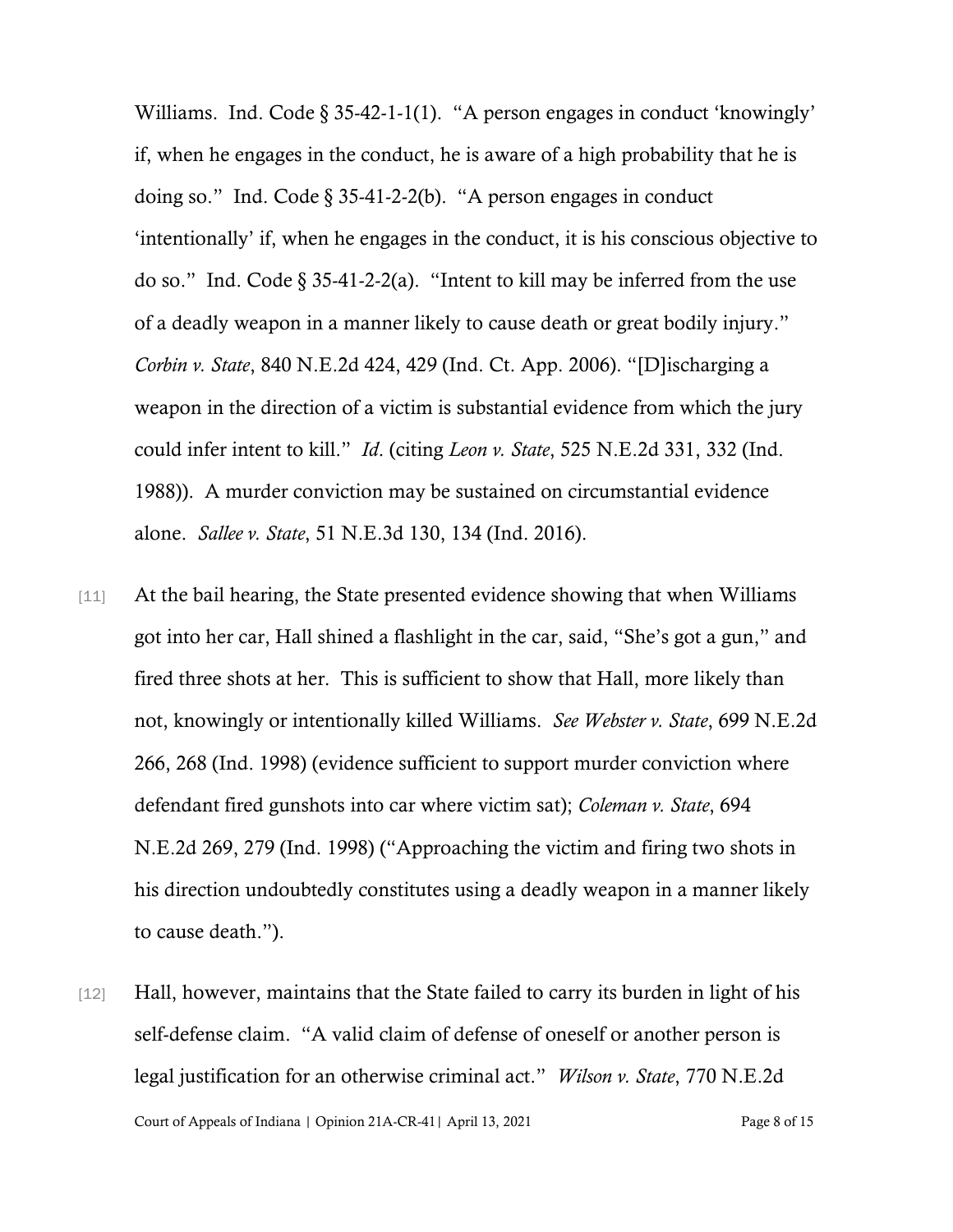Williams. Ind. Code § 35-42-1-1(1). "A person engages in conduct 'knowingly' if, when he engages in the conduct, he is aware of a high probability that he is doing so." Ind. Code § 35-41-2-2(b). "A person engages in conduct 'intentionally' if, when he engages in the conduct, it is his conscious objective to do so." Ind. Code § 35-41-2-2(a). "Intent to kill may be inferred from the use of a deadly weapon in a manner likely to cause death or great bodily injury." *Corbin v. State*, 840 N.E.2d 424, 429 (Ind. Ct. App. 2006). "[D]ischarging a weapon in the direction of a victim is substantial evidence from which the jury could infer intent to kill." *Id*. (citing *Leon v. State*, 525 N.E.2d 331, 332 (Ind. 1988)). A murder conviction may be sustained on circumstantial evidence alone. *Sallee v. State*, 51 N.E.3d 130, 134 (Ind. 2016).

[11] At the bail hearing, the State presented evidence showing that when Williams got into her car, Hall shined a flashlight in the car, said, "She's got a gun," and fired three shots at her. This is sufficient to show that Hall, more likely than not, knowingly or intentionally killed Williams. *See Webster v. State*, 699 N.E.2d 266, 268 (Ind. 1998) (evidence sufficient to support murder conviction where defendant fired gunshots into car where victim sat); *Coleman v. State*, 694 N.E.2d 269, 279 (Ind. 1998) ("Approaching the victim and firing two shots in his direction undoubtedly constitutes using a deadly weapon in a manner likely to cause death.").

[12] Hall, however, maintains that the State failed to carry its burden in light of his self-defense claim. "A valid claim of defense of oneself or another person is legal justification for an otherwise criminal act." *Wilson v. State*, 770 N.E.2d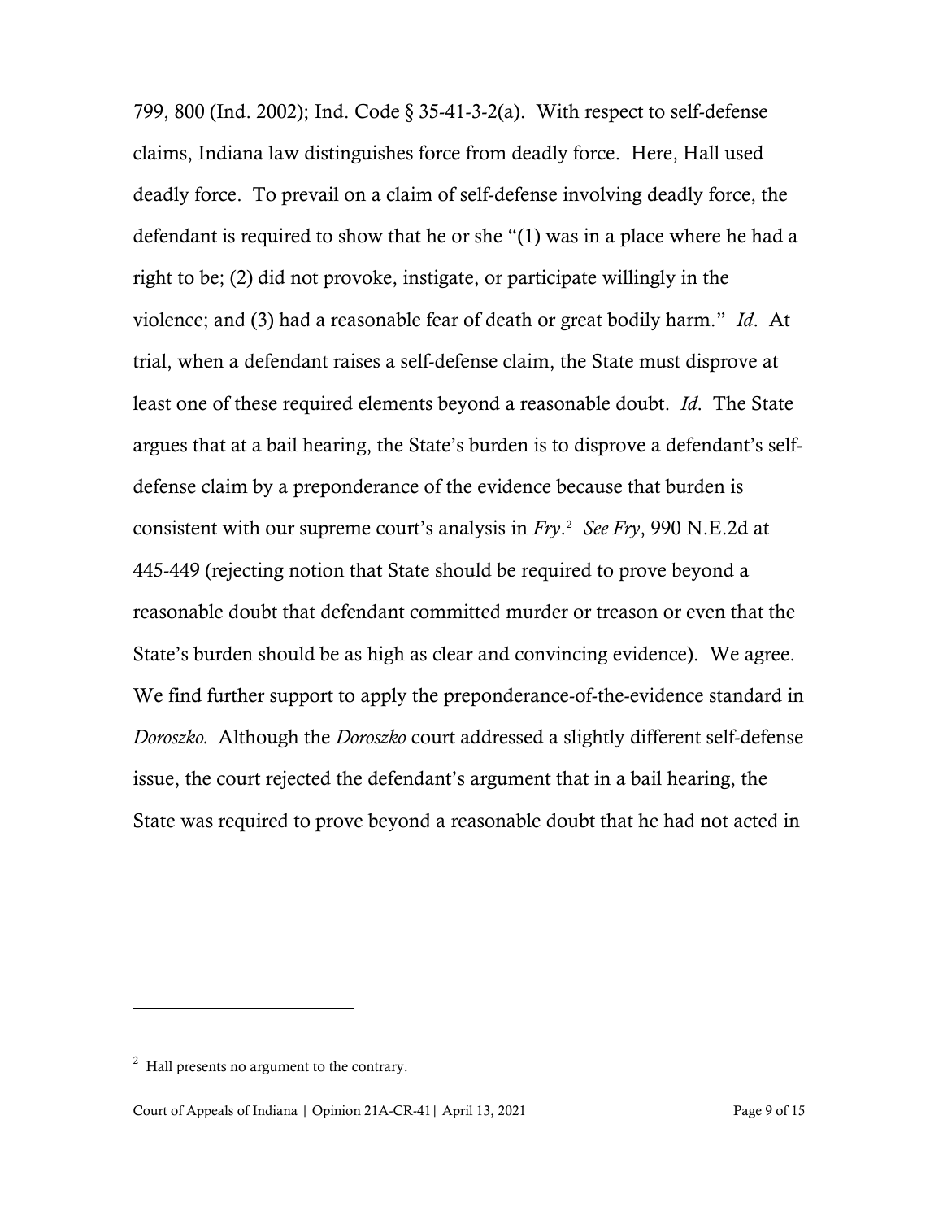799, 800 (Ind. 2002); Ind. Code § 35-41-3-2(a). With respect to self-defense claims, Indiana law distinguishes force from deadly force. Here, Hall used deadly force. To prevail on a claim of self-defense involving deadly force, the defendant is required to show that he or she "(1) was in a place where he had a right to be; (2) did not provoke, instigate, or participate willingly in the violence; and (3) had a reasonable fear of death or great bodily harm." *Id*. At trial, when a defendant raises a self-defense claim, the State must disprove at least one of these required elements beyond a reasonable doubt. *Id*. The State argues that at a bail hearing, the State's burden is to disprove a defendant's self-defense claim by a preponderance of the evidence because that burden is consistent with our supreme court's analysis in *Fry*.[2] *See Fry*, 990 N.E.2d at 445-449 (rejecting notion that State should be required to prove beyond a reasonable doubt that defendant committed murder or treason or even that the State's burden should be as high as clear and convincing evidence). We agree. We find further support to apply the preponderance-of-the-evidence standard in *Doroszko.* Although the *Doroszko* court addressed a slightly different self-defense issue, the court rejected the defendant's argument that in a bail hearing, the State was required to prove beyond a reasonable doubt that he had not acted in

---

[2] Hall presents no argument to the contrary.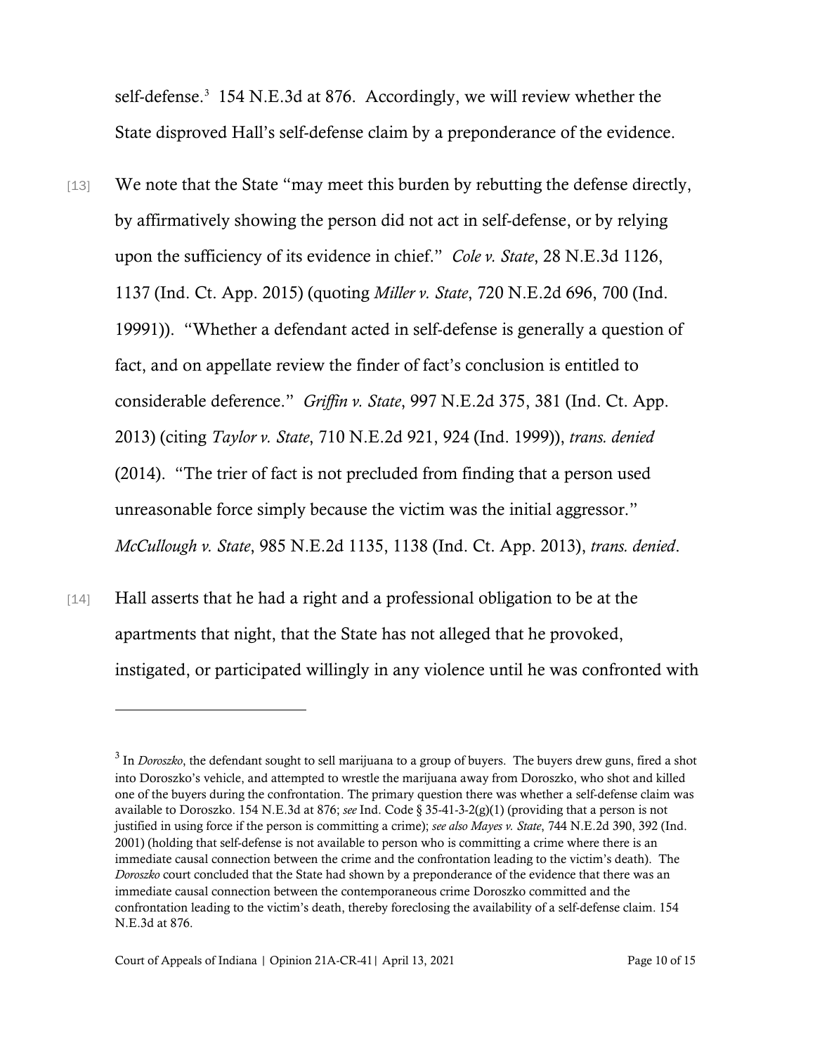self-defense.[3] 154 N.E.3d at 876. Accordingly, we will review whether the State disproved Hall's self-defense claim by a preponderance of the evidence.

[13] We note that the State "may meet this burden by rebutting the defense directly, by affirmatively showing the person did not act in self-defense, or by relying upon the sufficiency of its evidence in chief." *Cole v. State*, 28 N.E.3d 1126, 1137 (Ind. Ct. App. 2015) (quoting *Miller v. State*, 720 N.E.2d 696, 700 (Ind. 19991)). "Whether a defendant acted in self-defense is generally a question of fact, and on appellate review the finder of fact's conclusion is entitled to considerable deference." *Griffin v. State*, 997 N.E.2d 375, 381 (Ind. Ct. App. 2013) (citing *Taylor v. State*, 710 N.E.2d 921, 924 (Ind. 1999)), *trans. denied* (2014). "The trier of fact is not precluded from finding that a person used unreasonable force simply because the victim was the initial aggressor." *McCullough v. State*, 985 N.E.2d 1135, 1138 (Ind. Ct. App. 2013), *trans. denied*.

[14] Hall asserts that he had a right and a professional obligation to be at the apartments that night, that the State has not alleged that he provoked, instigated, or participated willingly in any violence until he was confronted with

---

[3] In *Doroszko*, the defendant sought to sell marijuana to a group of buyers. The buyers drew guns, fired a shot into Doroszko's vehicle, and attempted to wrestle the marijuana away from Doroszko, who shot and killed one of the buyers during the confrontation. The primary question there was whether a self-defense claim was available to Doroszko. 154 N.E.3d at 876; *see* Ind. Code § 35-41-3-2(g)(1) (providing that a person is not justified in using force if the person is committing a crime); *see also Mayes v. State*, 744 N.E.2d 390, 392 (Ind. 2001) (holding that self-defense is not available to person who is committing a crime where there is an immediate causal connection between the crime and the confrontation leading to the victim's death). The *Doroszko* court concluded that the State had shown by a preponderance of the evidence that there was an immediate causal connection between the contemporaneous crime Doroszko committed and the confrontation leading to the victim's death, thereby foreclosing the availability of a self-defense claim. 154 N.E.3d at 876.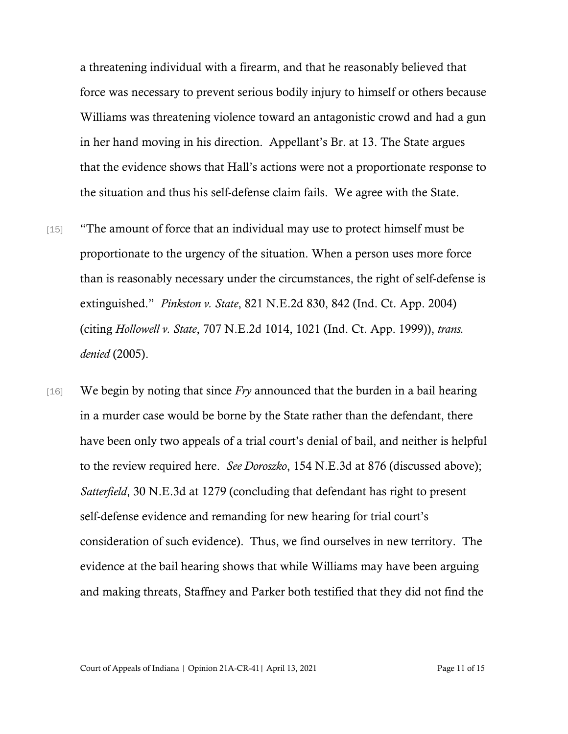a threatening individual with a firearm, and that he reasonably believed that force was necessary to prevent serious bodily injury to himself or others because Williams was threatening violence toward an antagonistic crowd and had a gun in her hand moving in his direction. Appellant's Br. at 13. The State argues that the evidence shows that Hall's actions were not a proportionate response to the situation and thus his self-defense claim fails. We agree with the State.

[15] "The amount of force that an individual may use to protect himself must be proportionate to the urgency of the situation. When a person uses more force than is reasonably necessary under the circumstances, the right of self-defense is extinguished." *Pinkston v. State*, 821 N.E.2d 830, 842 (Ind. Ct. App. 2004) (citing *Hollowell v. State*, 707 N.E.2d 1014, 1021 (Ind. Ct. App. 1999)), *trans. denied* (2005).

[16] We begin by noting that since *Fry* announced that the burden in a bail hearing in a murder case would be borne by the State rather than the defendant, there have been only two appeals of a trial court's denial of bail, and neither is helpful to the review required here. *See Doroszko*, 154 N.E.3d at 876 (discussed above); *Satterfield*, 30 N.E.3d at 1279 (concluding that defendant has right to present self-defense evidence and remanding for new hearing for trial court's consideration of such evidence). Thus, we find ourselves in new territory. The evidence at the bail hearing shows that while Williams may have been arguing and making threats, Staffney and Parker both testified that they did not find the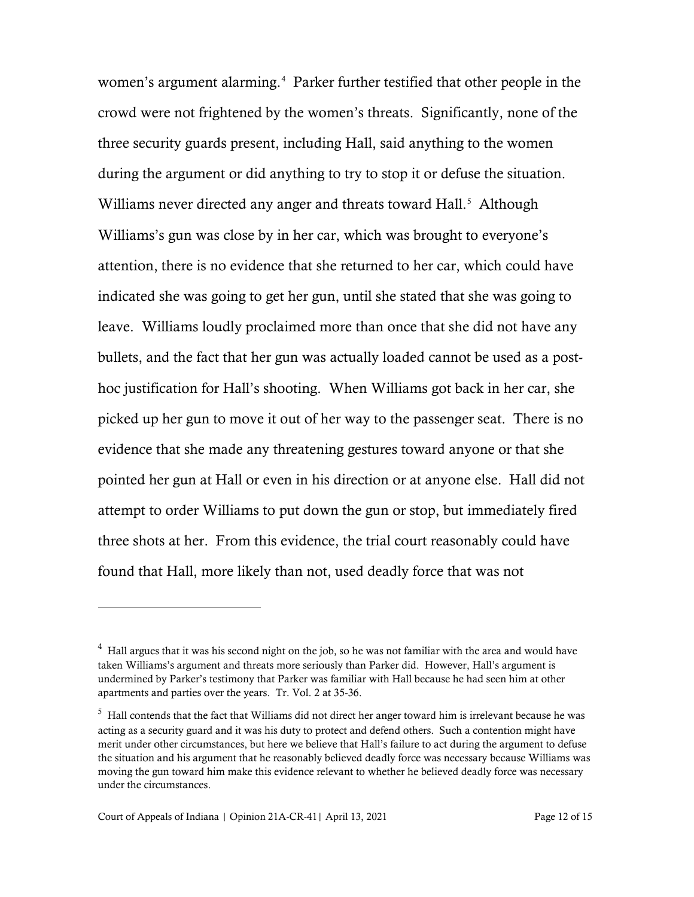women's argument alarming.[4] Parker further testified that other people in the crowd were not frightened by the women's threats. Significantly, none of the three security guards present, including Hall, said anything to the women during the argument or did anything to try to stop it or defuse the situation. Williams never directed any anger and threats toward Hall.[5] Although Williams's gun was close by in her car, which was brought to everyone's attention, there is no evidence that she returned to her car, which could have indicated she was going to get her gun, until she stated that she was going to leave. Williams loudly proclaimed more than once that she did not have any bullets, and the fact that her gun was actually loaded cannot be used as a post-hoc justification for Hall's shooting. When Williams got back in her car, she picked up her gun to move it out of her way to the passenger seat. There is no evidence that she made any threatening gestures toward anyone or that she pointed her gun at Hall or even in his direction or at anyone else. Hall did not attempt to order Williams to put down the gun or stop, but immediately fired three shots at her. From this evidence, the trial court reasonably could have found that Hall, more likely than not, used deadly force that was not

---

[4] Hall argues that it was his second night on the job, so he was not familiar with the area and would have taken Williams's argument and threats more seriously than Parker did. However, Hall's argument is undermined by Parker's testimony that Parker was familiar with Hall because he had seen him at other apartments and parties over the years. Tr. Vol. 2 at 35-36.

[5] Hall contends that the fact that Williams did not direct her anger toward him is irrelevant because he was acting as a security guard and it was his duty to protect and defend others. Such a contention might have merit under other circumstances, but here we believe that Hall's failure to act during the argument to defuse the situation and his argument that he reasonably believed deadly force was necessary because Williams was moving the gun toward him make this evidence relevant to whether he believed deadly force was necessary under the circumstances.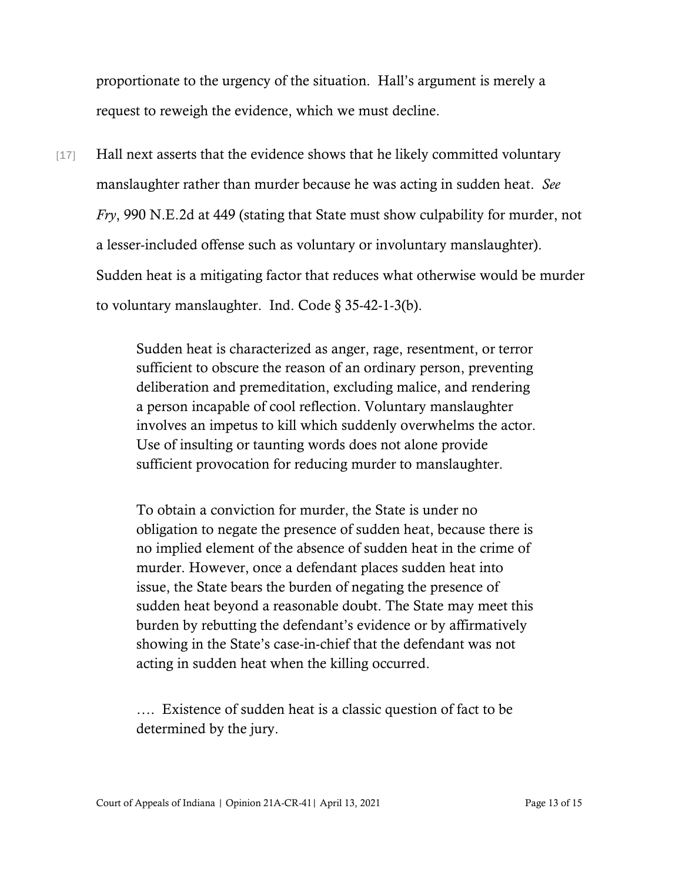proportionate to the urgency of the situation. Hall's argument is merely a request to reweigh the evidence, which we must decline.

[17] Hall next asserts that the evidence shows that he likely committed voluntary manslaughter rather than murder because he was acting in sudden heat. *See Fry*, 990 N.E.2d at 449 (stating that State must show culpability for murder, not a lesser-included offense such as voluntary or involuntary manslaughter). Sudden heat is a mitigating factor that reduces what otherwise would be murder to voluntary manslaughter. Ind. Code § 35-42-1-3(b).

> Sudden heat is characterized as anger, rage, resentment, or terror sufficient to obscure the reason of an ordinary person, preventing deliberation and premeditation, excluding malice, and rendering a person incapable of cool reflection. Voluntary manslaughter involves an impetus to kill which suddenly overwhelms the actor. Use of insulting or taunting words does not alone provide sufficient provocation for reducing murder to manslaughter.
>
> To obtain a conviction for murder, the State is under no obligation to negate the presence of sudden heat, because there is no implied element of the absence of sudden heat in the crime of murder. However, once a defendant places sudden heat into issue, the State bears the burden of negating the presence of sudden heat beyond a reasonable doubt. The State may meet this burden by rebutting the defendant's evidence or by affirmatively showing in the State's case-in-chief that the defendant was not acting in sudden heat when the killing occurred.
>
> …. Existence of sudden heat is a classic question of fact to be determined by the jury.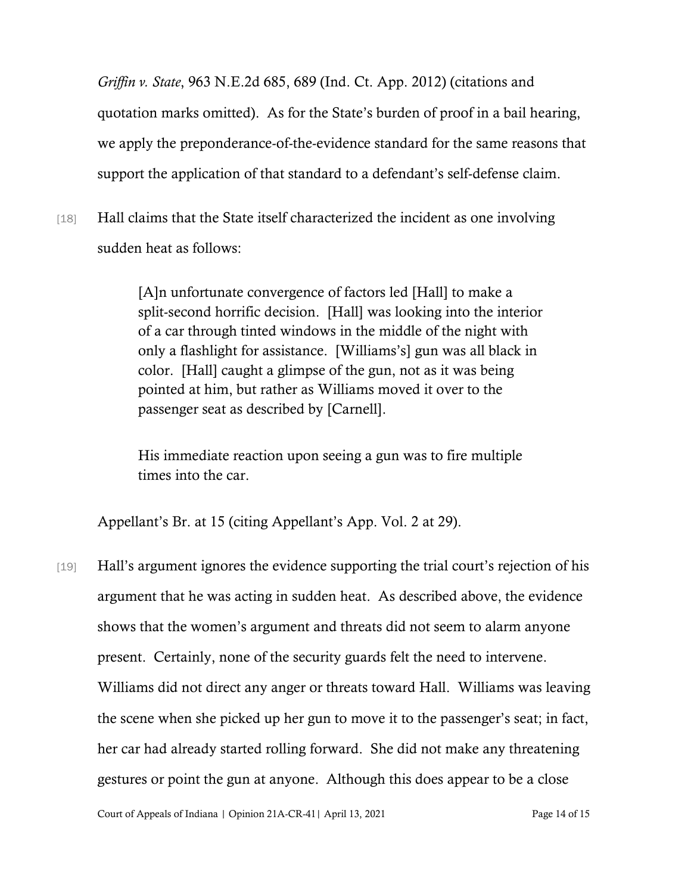*Griffin v. State*, 963 N.E.2d 685, 689 (Ind. Ct. App. 2012) (citations and quotation marks omitted). As for the State's burden of proof in a bail hearing, we apply the preponderance-of-the-evidence standard for the same reasons that support the application of that standard to a defendant's self-defense claim.

[18] Hall claims that the State itself characterized the incident as one involving sudden heat as follows:

> [A]n unfortunate convergence of factors led [Hall] to make a split-second horrific decision. [Hall] was looking into the interior of a car through tinted windows in the middle of the night with only a flashlight for assistance. [Williams's] gun was all black in color. [Hall] caught a glimpse of the gun, not as it was being pointed at him, but rather as Williams moved it over to the passenger seat as described by [Carnell].
>
> His immediate reaction upon seeing a gun was to fire multiple times into the car.

Appellant's Br. at 15 (citing Appellant's App. Vol. 2 at 29).

[19] Hall's argument ignores the evidence supporting the trial court's rejection of his argument that he was acting in sudden heat. As described above, the evidence shows that the women's argument and threats did not seem to alarm anyone present. Certainly, none of the security guards felt the need to intervene. Williams did not direct any anger or threats toward Hall. Williams was leaving the scene when she picked up her gun to move it to the passenger's seat; in fact, her car had already started rolling forward. She did not make any threatening gestures or point the gun at anyone. Although this does appear to be a close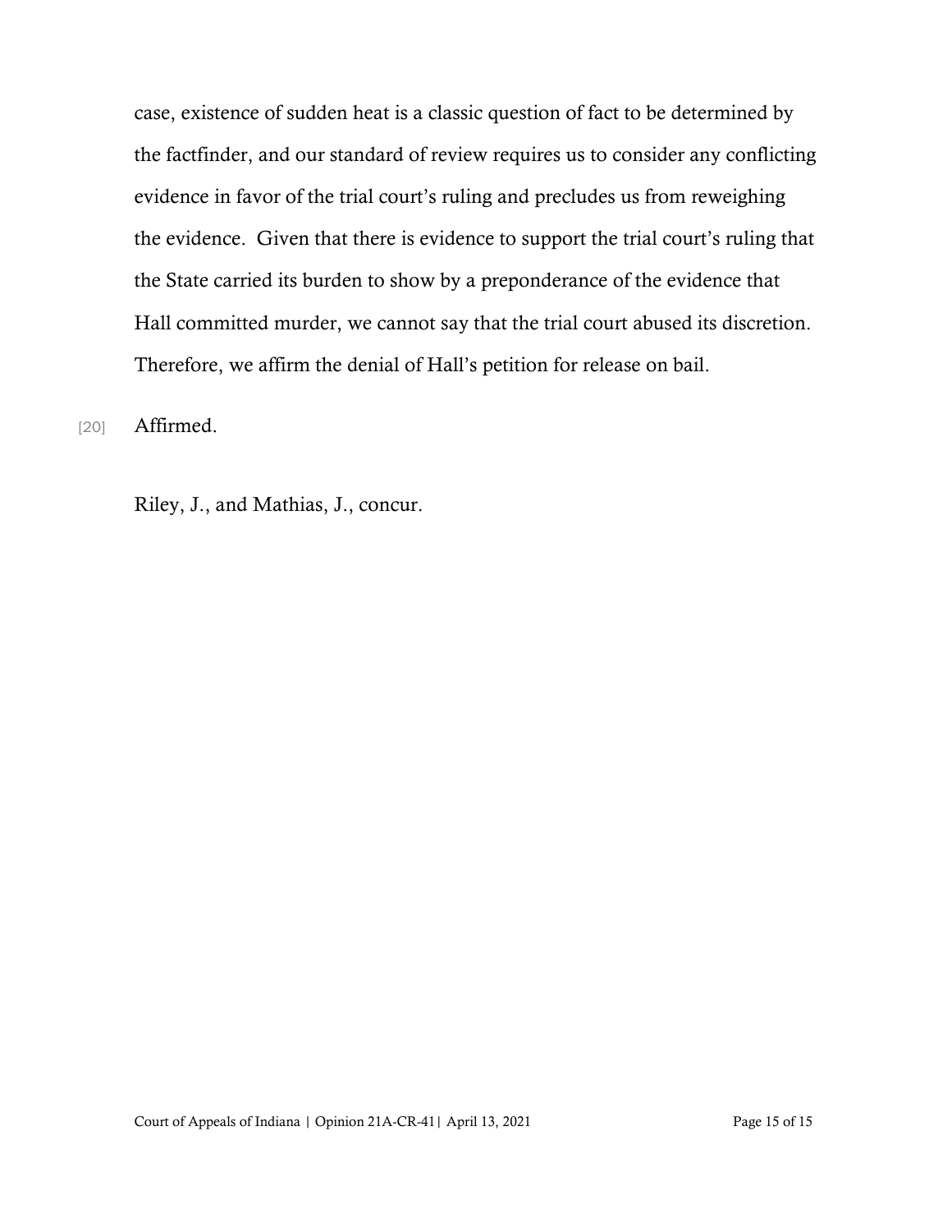case, existence of sudden heat is a classic question of fact to be determined by the factfinder, and our standard of review requires us to consider any conflicting evidence in favor of the trial court's ruling and precludes us from reweighing the evidence. Given that there is evidence to support the trial court's ruling that the State carried its burden to show by a preponderance of the evidence that Hall committed murder, we cannot say that the trial court abused its discretion. Therefore, we affirm the denial of Hall's petition for release on bail.

[20] Affirmed.

Riley, J., and Mathias, J., concur.